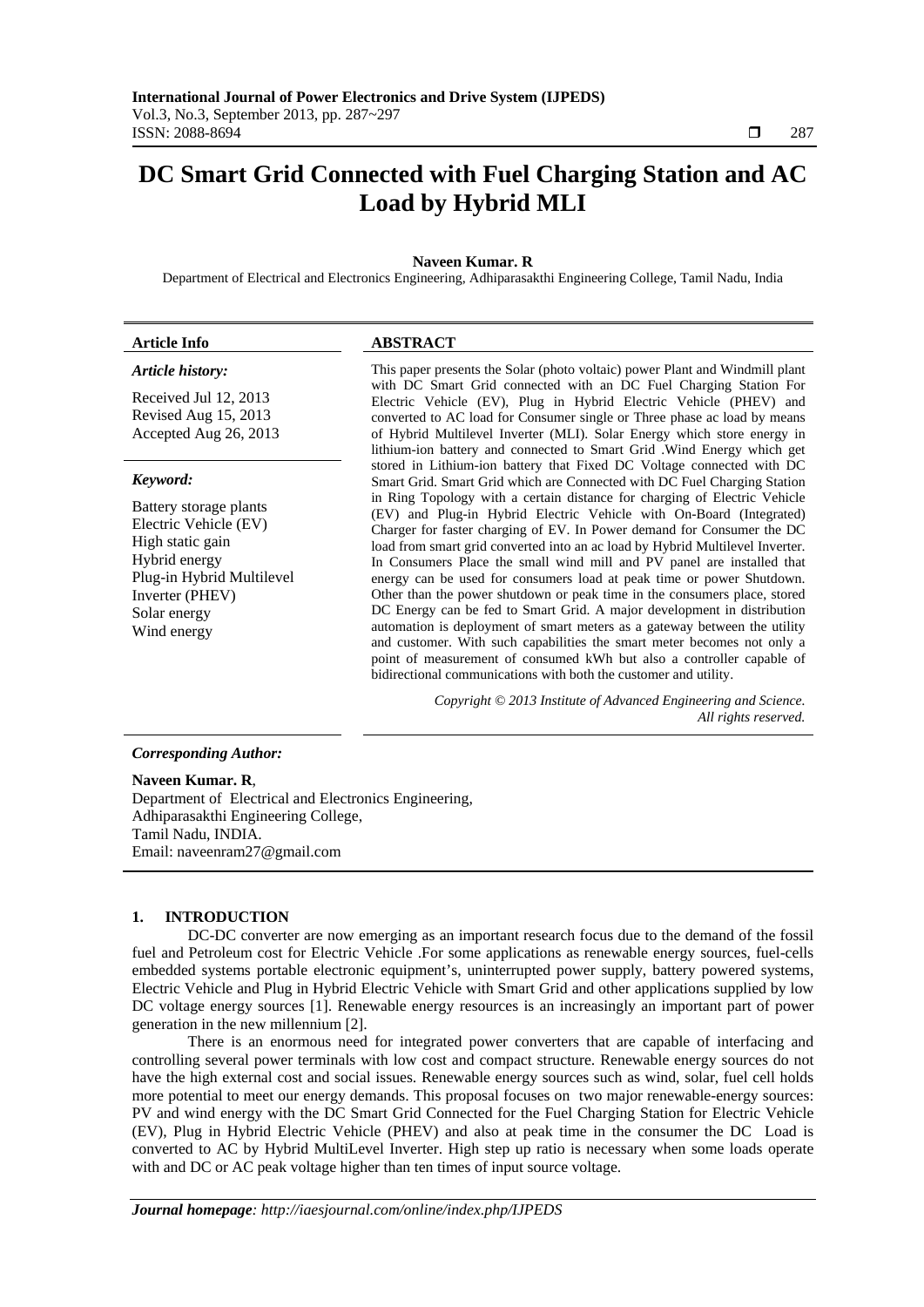# DC Smart Grid Connected with Fuel Charging Station and AC Load by Hybrid MLI

**Naveen Kumar. R**

Department of Electrical and Electronics Engineering, Adhiparasakthi Engineering College, Tamil Nadu, India

**Article Info**

*Article history:*

Received Jul 12, 2013
Revised Aug 15, 2013
Accepted Aug 26, 2013

*Keyword:*

Battery storage plants
Electric Vehicle (EV)
High static gain
Hybrid energy
Plug-in Hybrid Multilevel Inverter (PHEV)
Solar energy
Wind energy

**ABSTRACT**

This paper presents the Solar (photo voltaic) power Plant and Windmill plant with DC Smart Grid connected with an DC Fuel Charging Station For Electric Vehicle (EV), Plug in Hybrid Electric Vehicle (PHEV) and converted to AC load for Consumer single or Three phase ac load by means of Hybrid Multilevel Inverter (MLI). Solar Energy which store energy in lithium-ion battery and connected to Smart Grid .Wind Energy which get stored in Lithium-ion battery that Fixed DC Voltage connected with DC Smart Grid. Smart Grid which are Connected with DC Fuel Charging Station in Ring Topology with a certain distance for charging of Electric Vehicle (EV) and Plug-in Hybrid Electric Vehicle with On-Board (Integrated) Charger for faster charging of EV. In Power demand for Consumer the DC load from smart grid converted into an ac load by Hybrid Multilevel Inverter. In Consumers Place the small wind mill and PV panel are installed that energy can be used for consumers load at peak time or power Shutdown. Other than the power shutdown or peak time in the consumers place, stored DC Energy can be fed to Smart Grid. A major development in distribution automation is deployment of smart meters as a gateway between the utility and customer. With such capabilities the smart meter becomes not only a point of measurement of consumed kWh but also a controller capable of bidirectional communications with both the customer and utility.

*Copyright © 2013 Institute of Advanced Engineering and Science. All rights reserved.*

***Corresponding Author:***

**Naveen Kumar. R**,
Department of Electrical and Electronics Engineering,
Adhiparasakthi Engineering College,
Tamil Nadu, INDIA.
Email: naveenram27@gmail.com

## 1. INTRODUCTION

DC-DC converter are now emerging as an important research focus due to the demand of the fossil fuel and Petroleum cost for Electric Vehicle .For some applications as renewable energy sources, fuel-cells embedded systems portable electronic equipment's, uninterrupted power supply, battery powered systems, Electric Vehicle and Plug in Hybrid Electric Vehicle with Smart Grid and other applications supplied by low DC voltage energy sources [1]. Renewable energy resources is an increasingly an important part of power generation in the new millennium [2].

There is an enormous need for integrated power converters that are capable of interfacing and controlling several power terminals with low cost and compact structure. Renewable energy sources do not have the high external cost and social issues. Renewable energy sources such as wind, solar, fuel cell holds more potential to meet our energy demands. This proposal focuses on two major renewable-energy sources: PV and wind energy with the DC Smart Grid Connected for the Fuel Charging Station for Electric Vehicle (EV), Plug in Hybrid Electric Vehicle (PHEV) and also at peak time in the consumer the DC Load is converted to AC by Hybrid MultiLevel Inverter. High step up ratio is necessary when some loads operate with and DC or AC peak voltage higher than ten times of input source voltage.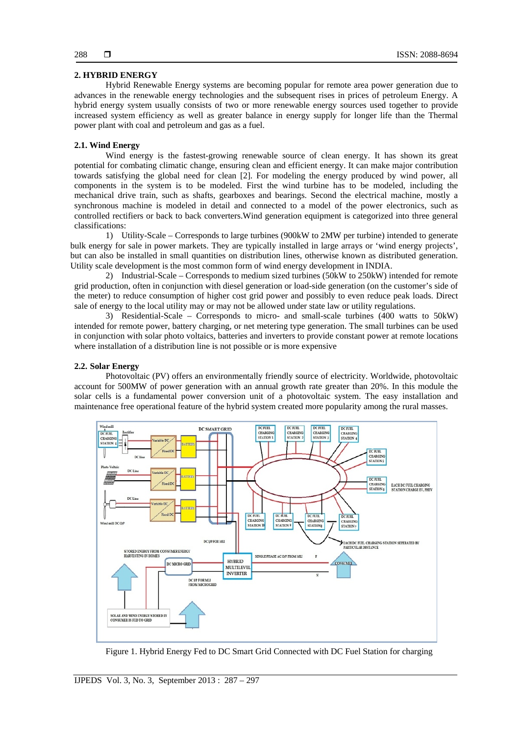## 2. HYBRID ENERGY

Hybrid Renewable Energy systems are becoming popular for remote area power generation due to advances in the renewable energy technologies and the subsequent rises in prices of petroleum Energy. A hybrid energy system usually consists of two or more renewable energy sources used together to provide increased system efficiency as well as greater balance in energy supply for longer life than the Thermal power plant with coal and petroleum and gas as a fuel.

### 2.1. Wind Energy

Wind energy is the fastest-growing renewable source of clean energy. It has shown its great potential for combating climatic change, ensuring clean and efficient energy. It can make major contribution towards satisfying the global need for clean [2]. For modeling the energy produced by wind power, all components in the system is to be modeled. First the wind turbine has to be modeled, including the mechanical drive train, such as shafts, gearboxes and bearings. Second the electrical machine, mostly a synchronous machine is modeled in detail and connected to a model of the power electronics, such as controlled rectifiers or back to back converters.Wind generation equipment is categorized into three general classifications:

1) Utility-Scale – Corresponds to large turbines (900kW to 2MW per turbine) intended to generate bulk energy for sale in power markets. They are typically installed in large arrays or 'wind energy projects', but can also be installed in small quantities on distribution lines, otherwise known as distributed generation. Utility scale development is the most common form of wind energy development in INDIA.

2) Industrial-Scale – Corresponds to medium sized turbines (50kW to 250kW) intended for remote grid production, often in conjunction with diesel generation or load-side generation (on the customer's side of the meter) to reduce consumption of higher cost grid power and possibly to even reduce peak loads. Direct sale of energy to the local utility may or may not be allowed under state law or utility regulations.

3) Residential-Scale – Corresponds to micro- and small-scale turbines (400 watts to 50kW) intended for remote power, battery charging, or net metering type generation. The small turbines can be used in conjunction with solar photo voltaics, batteries and inverters to provide constant power at remote locations where installation of a distribution line is not possible or is more expensive

### 2.2. Solar Energy

Photovoltaic (PV) offers an environmentally friendly source of electricity. Worldwide, photovoltaic account for 500MW of power generation with an annual growth rate greater than 20%. In this module the solar cells is a fundamental power conversion unit of a photovoltaic system. The easy installation and maintenance free operational feature of the hybrid system created more popularity among the rural masses.

Figure 1. Hybrid Energy Fed to DC Smart Grid Connected with DC Fuel Station for charging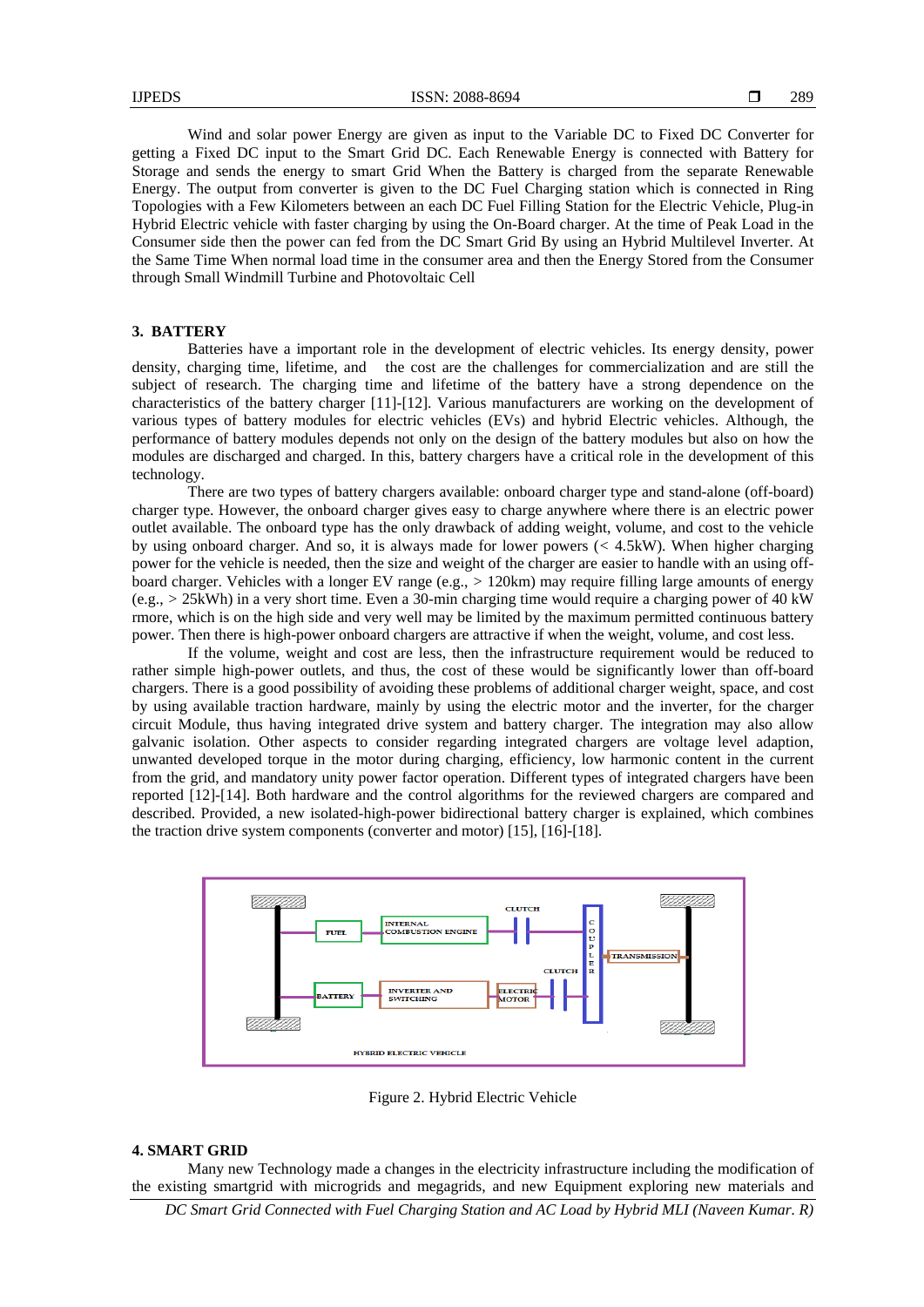Wind and solar power Energy are given as input to the Variable DC to Fixed DC Converter for getting a Fixed DC input to the Smart Grid DC. Each Renewable Energy is connected with Battery for Storage and sends the energy to smart Grid When the Battery is charged from the separate Renewable Energy. The output from converter is given to the DC Fuel Charging station which is connected in Ring Topologies with a Few Kilometers between an each DC Fuel Filling Station for the Electric Vehicle, Plug-in Hybrid Electric vehicle with faster charging by using the On-Board charger. At the time of Peak Load in the Consumer side then the power can fed from the DC Smart Grid By using an Hybrid Multilevel Inverter. At the Same Time When normal load time in the consumer area and then the Energy Stored from the Consumer through Small Windmill Turbine and Photovoltaic Cell

## 3. BATTERY

Batteries have a important role in the development of electric vehicles. Its energy density, power density, charging time, lifetime, and the cost are the challenges for commercialization and are still the subject of research. The charging time and lifetime of the battery have a strong dependence on the characteristics of the battery charger [11]-[12]. Various manufacturers are working on the development of various types of battery modules for electric vehicles (EVs) and hybrid Electric vehicles. Although, the performance of battery modules depends not only on the design of the battery modules but also on how the modules are discharged and charged. In this, battery chargers have a critical role in the development of this technology.

There are two types of battery chargers available: onboard charger type and stand-alone (off-board) charger type. However, the onboard charger gives easy to charge anywhere where there is an electric power outlet available. The onboard type has the only drawback of adding weight, volume, and cost to the vehicle by using onboard charger. And so, it is always made for lower powers (< 4.5kW). When higher charging power for the vehicle is needed, then the size and weight of the charger are easier to handle with an using off-board charger. Vehicles with a longer EV range (e.g., > 120km) may require filling large amounts of energy (e.g., > 25kWh) in a very short time. Even a 30-min charging time would require a charging power of 40 kW rmore, which is on the high side and very well may be limited by the maximum permitted continuous battery power. Then there is high-power onboard chargers are attractive if when the weight, volume, and cost less.

If the volume, weight and cost are less, then the infrastructure requirement would be reduced to rather simple high-power outlets, and thus, the cost of these would be significantly lower than off-board chargers. There is a good possibility of avoiding these problems of additional charger weight, space, and cost by using available traction hardware, mainly by using the electric motor and the inverter, for the charger circuit Module, thus having integrated drive system and battery charger. The integration may also allow galvanic isolation. Other aspects to consider regarding integrated chargers are voltage level adaption, unwanted developed torque in the motor during charging, efficiency, low harmonic content in the current from the grid, and mandatory unity power factor operation. Different types of integrated chargers have been reported [12]-[14]. Both hardware and the control algorithms for the reviewed chargers are compared and described. Provided, a new isolated-high-power bidirectional battery charger is explained, which combines the traction drive system components (converter and motor) [15], [16]-[18].

Figure 2. Hybrid Electric Vehicle

## 4. SMART GRID

Many new Technology made a changes in the electricity infrastructure including the modification of the existing smartgrid with microgrids and megagrids, and new Equipment exploring new materials and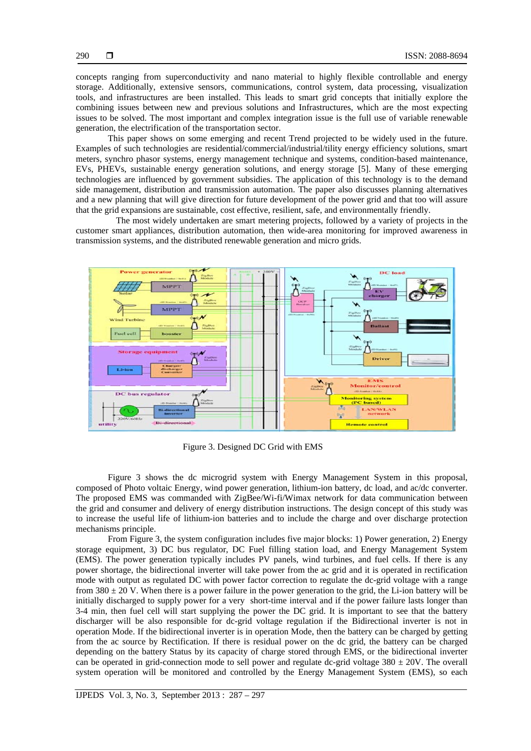concepts ranging from superconductivity and nano material to highly flexible controllable and energy storage. Additionally, extensive sensors, communications, control system, data processing, visualization tools, and infrastructures have been installed. This leads to smart grid concepts that initially explore the combining issues between new and previous solutions and Infrastructures, which are the most expecting issues to be solved. The most important and complex integration issue is the full use of variable renewable generation, the electrification of the transportation sector.

This paper shows on some emerging and recent Trend projected to be widely used in the future. Examples of such technologies are residential/commercial/industrial/tility energy efficiency solutions, smart meters, synchro phasor systems, energy management technique and systems, condition-based maintenance, EVs, PHEVs, sustainable energy generation solutions, and energy storage [5]. Many of these emerging technologies are influenced by government subsidies. The application of this technology is to the demand side management, distribution and transmission automation. The paper also discusses planning alternatives and a new planning that will give direction for future development of the power grid and that too will assure that the grid expansions are sustainable, cost effective, resilient, safe, and environmentally friendly.

The most widely undertaken are smart metering projects, followed by a variety of projects in the customer smart appliances, distribution automation, then wide-area monitoring for improved awareness in transmission systems, and the distributed renewable generation and micro grids.

Figure 3. Designed DC Grid with EMS

Figure 3 shows the dc microgrid system with Energy Management System in this proposal, composed of Photo voltaic Energy, wind power generation, lithium-ion battery, dc load, and ac/dc converter. The proposed EMS was commanded with ZigBee/Wi-fi/Wimax network for data communication between the grid and consumer and delivery of energy distribution instructions. The design concept of this study was to increase the useful life of lithium-ion batteries and to include the charge and over discharge protection mechanisms principle.

From Figure 3, the system configuration includes five major blocks: 1) Power generation, 2) Energy storage equipment, 3) DC bus regulator, DC Fuel filling station load, and Energy Management System (EMS). The power generation typically includes PV panels, wind turbines, and fuel cells. If there is any power shortage, the bidirectional inverter will take power from the ac grid and it is operated in rectification mode with output as regulated DC with power factor correction to regulate the dc-grid voltage with a range from 380 ± 20 V. When there is a power failure in the power generation to the grid, the Li-ion battery will be initially discharged to supply power for a very short-time interval and if the power failure lasts longer than 3-4 min, then fuel cell will start supplying the power the DC grid. It is important to see that the battery discharger will be also responsible for dc-grid voltage regulation if the Bidirectional inverter is not in operation Mode. If the bidirectional inverter is in operation Mode, then the battery can be charged by getting from the ac source by Rectification. If there is residual power on the dc grid, the battery can be charged depending on the battery Status by its capacity of charge stored through EMS, or the bidirectional inverter can be operated in grid-connection mode to sell power and regulate dc-grid voltage 380 ± 20V. The overall system operation will be monitored and controlled by the Energy Management System (EMS), so each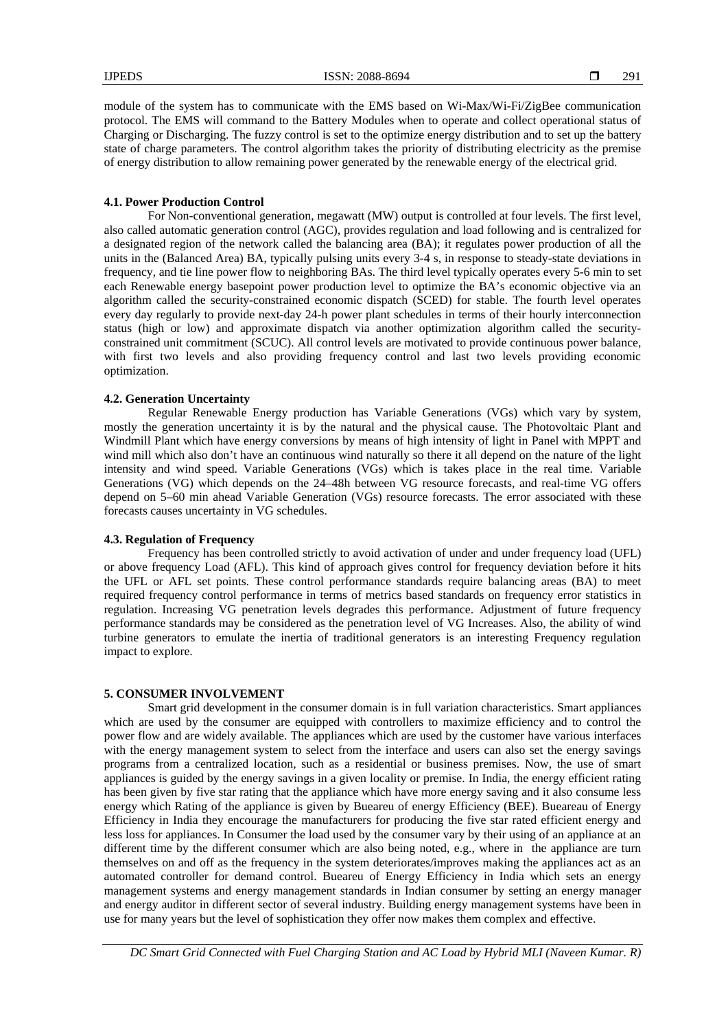module of the system has to communicate with the EMS based on Wi-Max/Wi-Fi/ZigBee communication protocol. The EMS will command to the Battery Modules when to operate and collect operational status of Charging or Discharging. The fuzzy control is set to the optimize energy distribution and to set up the battery state of charge parameters. The control algorithm takes the priority of distributing electricity as the premise of energy distribution to allow remaining power generated by the renewable energy of the electrical grid.

### 4.1. Power Production Control

For Non-conventional generation, megawatt (MW) output is controlled at four levels. The first level, also called automatic generation control (AGC), provides regulation and load following and is centralized for a designated region of the network called the balancing area (BA); it regulates power production of all the units in the (Balanced Area) BA, typically pulsing units every 3-4 s, in response to steady-state deviations in frequency, and tie line power flow to neighboring BAs. The third level typically operates every 5-6 min to set each Renewable energy basepoint power production level to optimize the BA's economic objective via an algorithm called the security-constrained economic dispatch (SCED) for stable. The fourth level operates every day regularly to provide next-day 24-h power plant schedules in terms of their hourly interconnection status (high or low) and approximate dispatch via another optimization algorithm called the security-constrained unit commitment (SCUC). All control levels are motivated to provide continuous power balance, with first two levels and also providing frequency control and last two levels providing economic optimization.

### 4.2. Generation Uncertainty

Regular Renewable Energy production has Variable Generations (VGs) which vary by system, mostly the generation uncertainty it is by the natural and the physical cause. The Photovoltaic Plant and Windmill Plant which have energy conversions by means of high intensity of light in Panel with MPPT and wind mill which also don't have an continuous wind naturally so there it all depend on the nature of the light intensity and wind speed. Variable Generations (VGs) which is takes place in the real time. Variable Generations (VG) which depends on the 24–48h between VG resource forecasts, and real-time VG offers depend on 5–60 min ahead Variable Generation (VGs) resource forecasts. The error associated with these forecasts causes uncertainty in VG schedules.

### 4.3. Regulation of Frequency

Frequency has been controlled strictly to avoid activation of under and under frequency load (UFL) or above frequency Load (AFL). This kind of approach gives control for frequency deviation before it hits the UFL or AFL set points. These control performance standards require balancing areas (BA) to meet required frequency control performance in terms of metrics based standards on frequency error statistics in regulation. Increasing VG penetration levels degrades this performance. Adjustment of future frequency performance standards may be considered as the penetration level of VG Increases. Also, the ability of wind turbine generators to emulate the inertia of traditional generators is an interesting Frequency regulation impact to explore.

## 5. CONSUMER INVOLVEMENT

Smart grid development in the consumer domain is in full variation characteristics. Smart appliances which are used by the consumer are equipped with controllers to maximize efficiency and to control the power flow and are widely available. The appliances which are used by the customer have various interfaces with the energy management system to select from the interface and users can also set the energy savings programs from a centralized location, such as a residential or business premises. Now, the use of smart appliances is guided by the energy savings in a given locality or premise. In India, the energy efficient rating has been given by five star rating that the appliance which have more energy saving and it also consume less energy which Rating of the appliance is given by Buereau of energy Efficiency (BEE). Buearau of Energy Efficiency in India they encourage the manufacturers for producing the five star rated efficient energy and less loss for appliances. In Consumer the load used by the consumer vary by their using of an appliance at an different time by the different consumer which are also being noted, e.g., where in the appliance are turn themselves on and off as the frequency in the system deteriorates/improves making the appliances act as an automated controller for demand control. Buereau of Energy Efficiency in India which sets an energy management systems and energy management standards in Indian consumer by setting an energy manager and energy auditor in different sector of several industry. Building energy management systems have been in use for many years but the level of sophistication they offer now makes them complex and effective.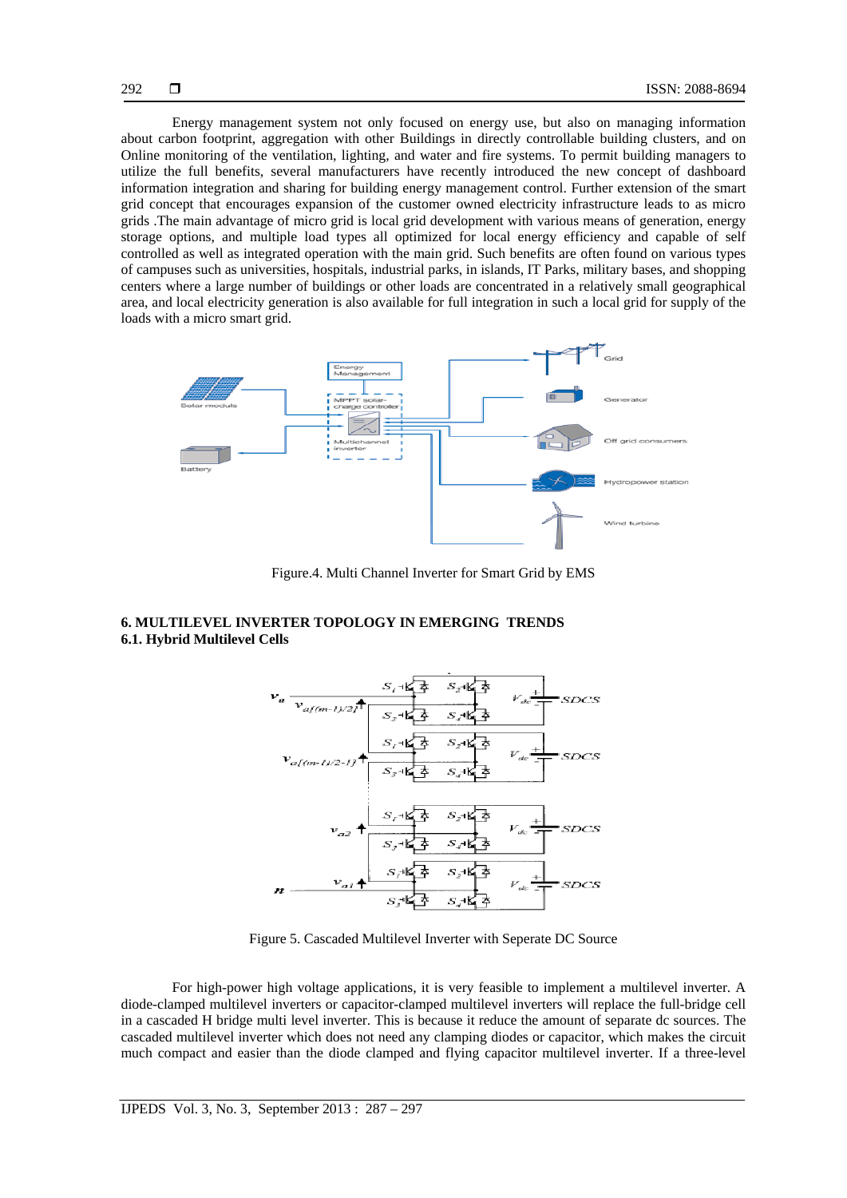Energy management system not only focused on energy use, but also on managing information about carbon footprint, aggregation with other Buildings in directly controllable building clusters, and on Online monitoring of the ventilation, lighting, and water and fire systems. To permit building managers to utilize the full benefits, several manufacturers have recently introduced the new concept of dashboard information integration and sharing for building energy management control. Further extension of the smart grid concept that encourages expansion of the customer owned electricity infrastructure leads to as micro grids .The main advantage of micro grid is local grid development with various means of generation, energy storage options, and multiple load types all optimized for local energy efficiency and capable of self controlled as well as integrated operation with the main grid. Such benefits are often found on various types of campuses such as universities, hospitals, industrial parks, in islands, IT Parks, military bases, and shopping centers where a large number of buildings or other loads are concentrated in a relatively small geographical area, and local electricity generation is also available for full integration in such a local grid for supply of the loads with a micro smart grid.

Figure.4. Multi Channel Inverter for Smart Grid by EMS

## 6. MULTILEVEL INVERTER TOPOLOGY IN EMERGING TRENDS

### 6.1. Hybrid Multilevel Cells

Figure 5. Cascaded Multilevel Inverter with Seperate DC Source

For high-power high voltage applications, it is very feasible to implement a multilevel inverter. A diode-clamped multilevel inverters or capacitor-clamped multilevel inverters will replace the full-bridge cell in a cascaded H bridge multi level inverter. This is because it reduce the amount of separate dc sources. The cascaded multilevel inverter which does not need any clamping diodes or capacitor, which makes the circuit much compact and easier than the diode clamped and flying capacitor multilevel inverter. If a three-level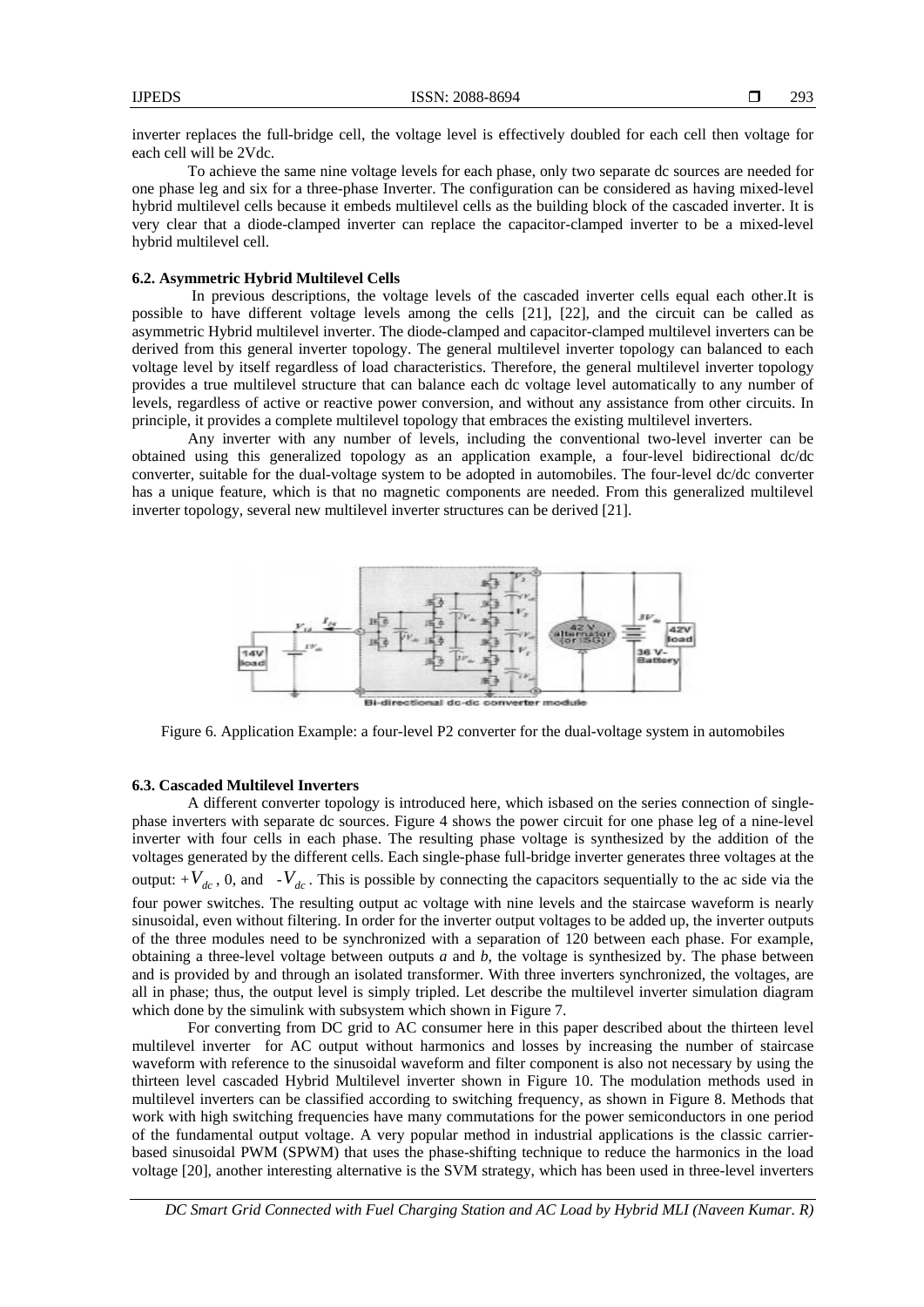inverter replaces the full-bridge cell, the voltage level is effectively doubled for each cell then voltage for each cell will be 2Vdc.

To achieve the same nine voltage levels for each phase, only two separate dc sources are needed for one phase leg and six for a three-phase Inverter. The configuration can be considered as having mixed-level hybrid multilevel cells because it embeds multilevel cells as the building block of the cascaded inverter. It is very clear that a diode-clamped inverter can replace the capacitor-clamped inverter to be a mixed-level hybrid multilevel cell.

### 6.2. Asymmetric Hybrid Multilevel Cells

In previous descriptions, the voltage levels of the cascaded inverter cells equal each other.It is possible to have different voltage levels among the cells [21], [22], and the circuit can be called as asymmetric Hybrid multilevel inverter. The diode-clamped and capacitor-clamped multilevel inverters can be derived from this general inverter topology. The general multilevel inverter topology can balanced to each voltage level by itself regardless of load characteristics. Therefore, the general multilevel inverter topology provides a true multilevel structure that can balance each dc voltage level automatically to any number of levels, regardless of active or reactive power conversion, and without any assistance from other circuits. In principle, it provides a complete multilevel topology that embraces the existing multilevel inverters.

Any inverter with any number of levels, including the conventional two-level inverter can be obtained using this generalized topology as an application example, a four-level bidirectional dc/dc converter, suitable for the dual-voltage system to be adopted in automobiles. The four-level dc/dc converter has a unique feature, which is that no magnetic components are needed. From this generalized multilevel inverter topology, several new multilevel inverter structures can be derived [21].

Figure 6. Application Example: a four-level P2 converter for the dual-voltage system in automobiles

### 6.3. Cascaded Multilevel Inverters

A different converter topology is introduced here, which isbased on the series connection of single-phase inverters with separate dc sources. Figure 4 shows the power circuit for one phase leg of a nine-level inverter with four cells in each phase. The resulting phase voltage is synthesized by the addition of the voltages generated by the different cells. Each single-phase full-bridge inverter generates three voltages at the output: $+V_{dc}$, 0, and $-V_{dc}$. This is possible by connecting the capacitors sequentially to the ac side via the four power switches. The resulting output ac voltage with nine levels and the staircase waveform is nearly sinusoidal, even without filtering. In order for the inverter output voltages to be added up, the inverter outputs of the three modules need to be synchronized with a separation of 120 between each phase. For example, obtaining a three-level voltage between outputs *a* and *b*, the voltage is synthesized by. The phase between and is provided by and through an isolated transformer. With three inverters synchronized, the voltages, are all in phase; thus, the output level is simply tripled. Let describe the multilevel inverter simulation diagram which done by the simulink with subsystem which shown in Figure 7.

For converting from DC grid to AC consumer here in this paper described about the thirteen level multilevel inverter for AC output without harmonics and losses by increasing the number of staircase waveform with reference to the sinusoidal waveform and filter component is also not necessary by using the thirteen level cascaded Hybrid Multilevel inverter shown in Figure 10. The modulation methods used in multilevel inverters can be classified according to switching frequency, as shown in Figure 8. Methods that work with high switching frequencies have many commutations for the power semiconductors in one period of the fundamental output voltage. A very popular method in industrial applications is the classic carrier-based sinusoidal PWM (SPWM) that uses the phase-shifting technique to reduce the harmonics in the load voltage [20], another interesting alternative is the SVM strategy, which has been used in three-level inverters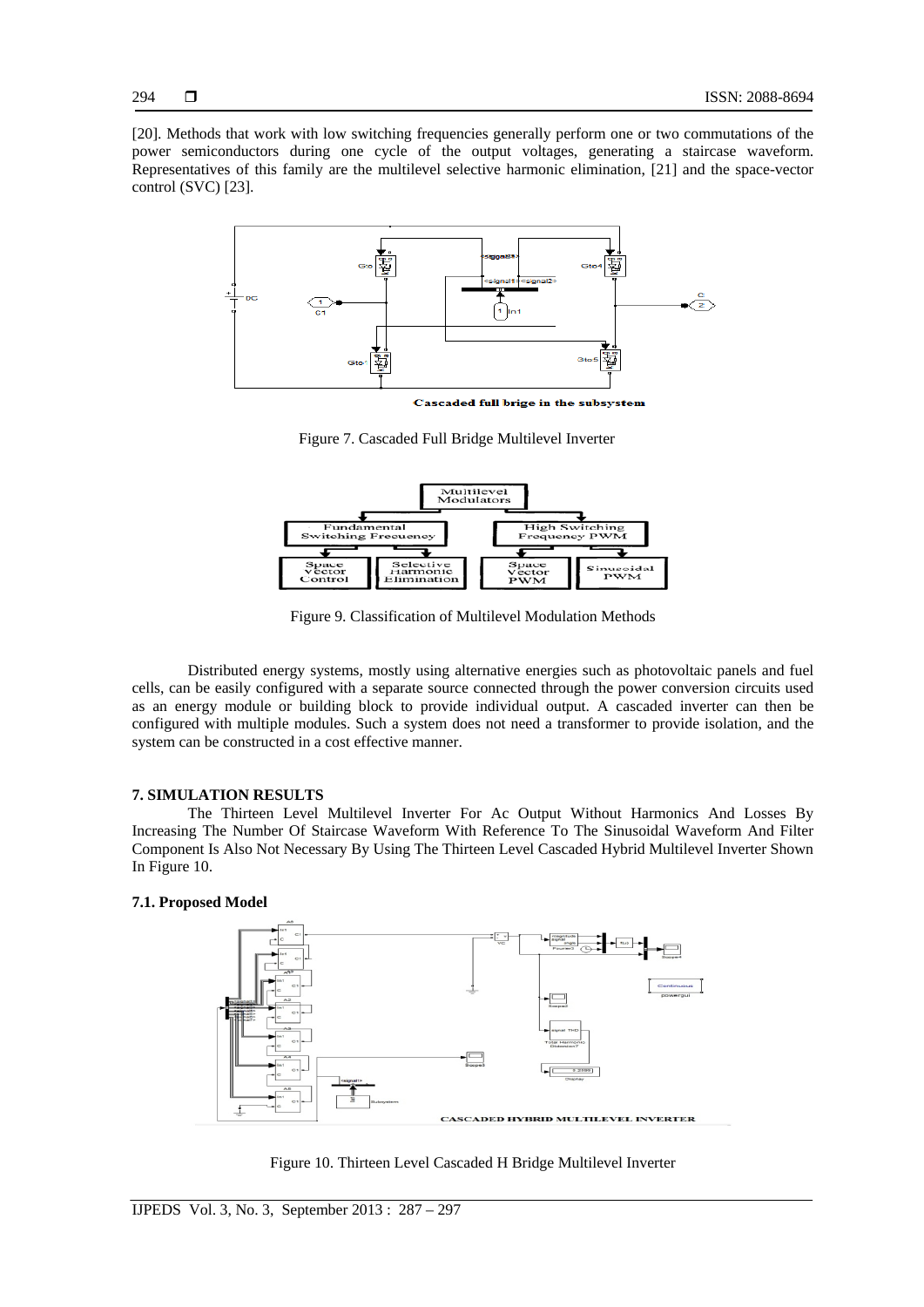[20]. Methods that work with low switching frequencies generally perform one or two commutations of the power semiconductors during one cycle of the output voltages, generating a staircase waveform. Representatives of this family are the multilevel selective harmonic elimination, [21] and the space-vector control (SVC) [23].

Cascaded full brige in the subsystem

Figure 7. Cascaded Full Bridge Multilevel Inverter

Figure 9. Classification of Multilevel Modulation Methods

Distributed energy systems, mostly using alternative energies such as photovoltaic panels and fuel cells, can be easily configured with a separate source connected through the power conversion circuits used as an energy module or building block to provide individual output. A cascaded inverter can then be configured with multiple modules. Such a system does not need a transformer to provide isolation, and the system can be constructed in a cost effective manner.

## 7. SIMULATION RESULTS

The Thirteen Level Multilevel Inverter For Ac Output Without Harmonics And Losses By Increasing The Number Of Staircase Waveform With Reference To The Sinusoidal Waveform And Filter Component Is Also Not Necessary By Using The Thirteen Level Cascaded Hybrid Multilevel Inverter Shown In Figure 10.

### 7.1. Proposed Model

CASCADED HYBRID MULTILEVEL INVERTER

Figure 10. Thirteen Level Cascaded H Bridge Multilevel Inverter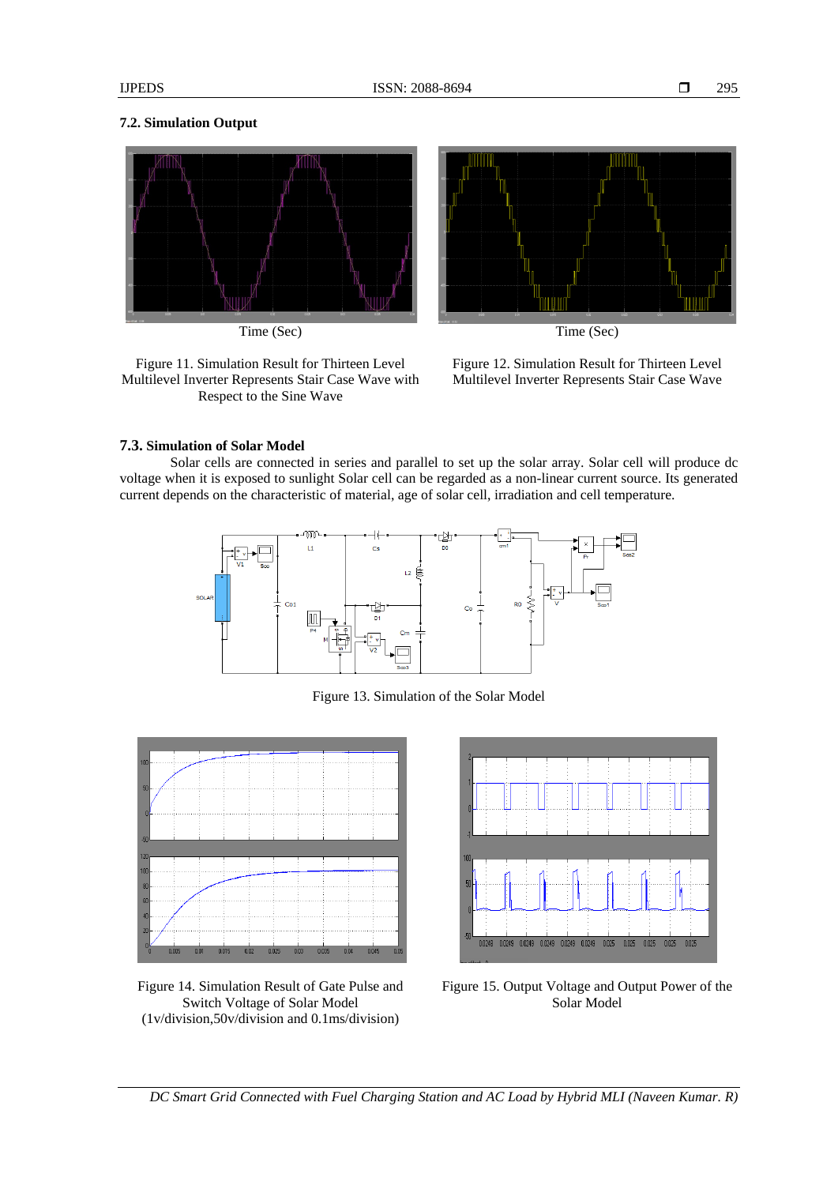### 7.2. Simulation Output

Time (Sec)

Figure 11. Simulation Result for Thirteen Level Multilevel Inverter Represents Stair Case Wave with Respect to the Sine Wave

Time (Sec)

Figure 12. Simulation Result for Thirteen Level Multilevel Inverter Represents Stair Case Wave

### 7.3. Simulation of Solar Model

Solar cells are connected in series and parallel to set up the solar array. Solar cell will produce dc voltage when it is exposed to sunlight Solar cell can be regarded as a non-linear current source. Its generated current depends on the characteristic of material, age of solar cell, irradiation and cell temperature.

Figure 13. Simulation of the Solar Model

Figure 14. Simulation Result of Gate Pulse and Switch Voltage of Solar Model (1v/division,50v/division and 0.1ms/division)

Figure 15. Output Voltage and Output Power of the Solar Model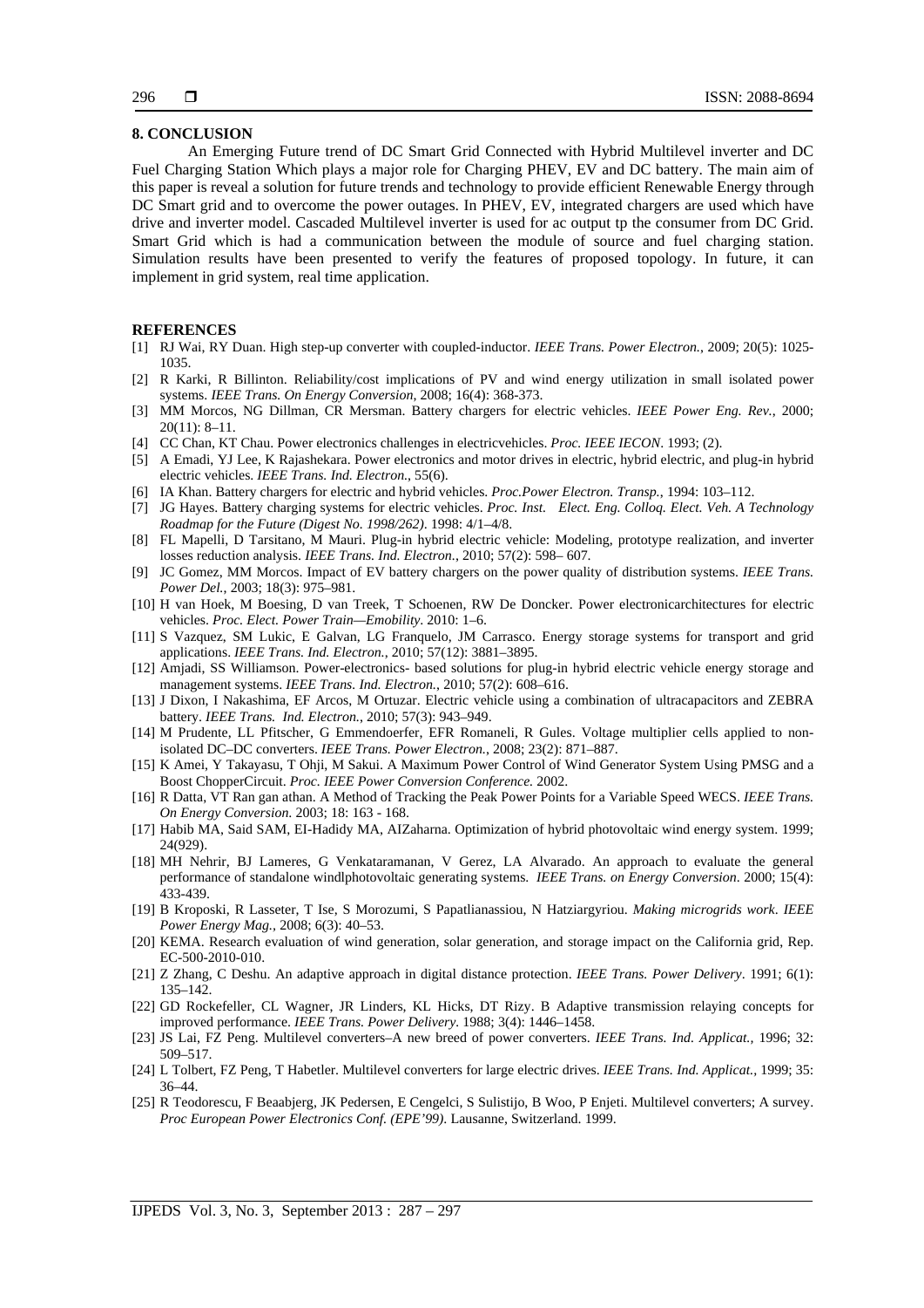## 8. CONCLUSION

An Emerging Future trend of DC Smart Grid Connected with Hybrid Multilevel inverter and DC Fuel Charging Station Which plays a major role for Charging PHEV, EV and DC battery. The main aim of this paper is reveal a solution for future trends and technology to provide efficient Renewable Energy through DC Smart grid and to overcome the power outages. In PHEV, EV, integrated chargers are used which have drive and inverter model. Cascaded Multilevel inverter is used for ac output tp the consumer from DC Grid. Smart Grid which is had a communication between the module of source and fuel charging station. Simulation results have been presented to verify the features of proposed topology. In future, it can implement in grid system, real time application.

## REFERENCES

[1] RJ Wai, RY Duan. High step-up converter with coupled-inductor. *IEEE Trans. Power Electron.*, 2009; 20(5): 1025-1035.

[2] R Karki, R Billinton. Reliability/cost implications of PV and wind energy utilization in small isolated power systems. *IEEE Trans. On Energy Conversion*, 2008; 16(4): 368-373.

[3] MM Morcos, NG Dillman, CR Mersman. Battery chargers for electric vehicles. *IEEE Power Eng. Rev.*, 2000; 20(11): 8–11.

[4] CC Chan, KT Chau. Power electronics challenges in electricvehicles. *Proc. IEEE IECON*. 1993; (2).

[5] A Emadi, YJ Lee, K Rajashekara. Power electronics and motor drives in electric, hybrid electric, and plug-in hybrid electric vehicles. *IEEE Trans. Ind. Electron.*, 55(6).

[6] IA Khan. Battery chargers for electric and hybrid vehicles. *Proc.Power Electron. Transp.*, 1994: 103–112.

[7] JG Hayes. Battery charging systems for electric vehicles. *Proc. Inst. Elect. Eng. Colloq. Elect. Veh. A Technology Roadmap for the Future (Digest No. 1998/262)*. 1998: 4/1–4/8.

[8] FL Mapelli, D Tarsitano, M Mauri. Plug-in hybrid electric vehicle: Modeling, prototype realization, and inverter losses reduction analysis. *IEEE Trans. Ind. Electron.*, 2010; 57(2): 598– 607.

[9] JC Gomez, MM Morcos. Impact of EV battery chargers on the power quality of distribution systems. *IEEE Trans. Power Del.*, 2003; 18(3): 975–981.

[10] H van Hoek, M Boesing, D van Treek, T Schoenen, RW De Doncker. Power electronicarchitectures for electric vehicles. *Proc. Elect. Power Train—Emobility*. 2010: 1–6.

[11] S Vazquez, SM Lukic, E Galvan, LG Franquelo, JM Carrasco. Energy storage systems for transport and grid applications. *IEEE Trans. Ind. Electron.*, 2010; 57(12): 3881–3895.

[12] Amjadi, SS Williamson. Power-electronics- based solutions for plug-in hybrid electric vehicle energy storage and management systems. *IEEE Trans. Ind. Electron.*, 2010; 57(2): 608–616.

[13] J Dixon, I Nakashima, EF Arcos, M Ortuzar. Electric vehicle using a combination of ultracapacitors and ZEBRA battery. *IEEE Trans. Ind. Electron.*, 2010; 57(3): 943–949.

[14] M Prudente, LL Pfitscher, G Emmendoerfer, EFR Romaneli, R Gules. Voltage multiplier cells applied to non-isolated DC–DC converters. *IEEE Trans. Power Electron.*, 2008; 23(2): 871–887.

[15] K Amei, Y Takayasu, T Ohji, M Sakui. A Maximum Power Control of Wind Generator System Using PMSG and a Boost ChopperCircuit. *Proc. IEEE Power Conversion Conference.* 2002.

[16] R Datta, VT Ran gan athan. A Method of Tracking the Peak Power Points for a Variable Speed WECS. *IEEE Trans. On Energy Conversion*. 2003; 18: 163 - 168.

[17] Habib MA, Said SAM, EI-Hadidy MA, AIZaharna. Optimization of hybrid photovoltaic wind energy system. 1999; 24(929).

[18] MH Nehrir, BJ Lameres, G Venkataramanan, V Gerez, LA Alvarado. An approach to evaluate the general performance of standalone windlphotovoltaic generating systems. *IEEE Trans. on Energy Conversion*. 2000; 15(4): 433-439.

[19] B Kroposki, R Lasseter, T Ise, S Morozumi, S Papatlianassiou, N Hatziargyriou. *Making microgrids work*. *IEEE Power Energy Mag.*, 2008; 6(3): 40–53.

[20] KEMA. Research evaluation of wind generation, solar generation, and storage impact on the California grid, Rep. EC-500-2010-010.

[21] Z Zhang, C Deshu. An adaptive approach in digital distance protection. *IEEE Trans. Power Delivery*. 1991; 6(1): 135–142.

[22] GD Rockefeller, CL Wagner, JR Linders, KL Hicks, DT Rizy. B Adaptive transmission relaying concepts for improved performance. *IEEE Trans. Power Delivery.* 1988; 3(4): 1446–1458.

[23] JS Lai, FZ Peng. Multilevel converters–A new breed of power converters. *IEEE Trans. Ind. Applicat.*, 1996; 32: 509–517.

[24] L Tolbert, FZ Peng, T Habetler. Multilevel converters for large electric drives. *IEEE Trans. Ind. Applicat.*, 1999; 35: 36–44.

[25] R Teodorescu, F Beaabjerg, JK Pedersen, E Cengelci, S Sulistijo, B Woo, P Enjeti. Multilevel converters; A survey. *Proc European Power Electronics Conf. (EPE'99)*. Lausanne, Switzerland. 1999.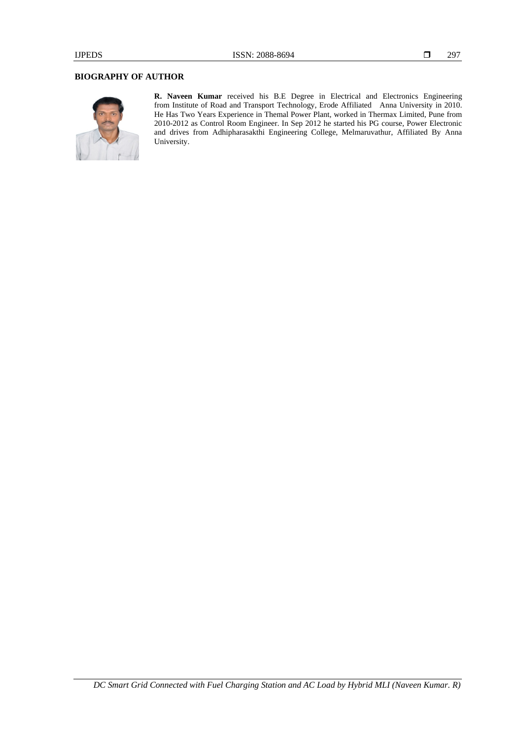**BIOGRAPHY OF AUTHOR**

**R. Naveen Kumar** received his B.E Degree in Electrical and Electronics Engineering from Institute of Road and Transport Technology, Erode Affiliated Anna University in 2010. He Has Two Years Experience in Themal Power Plant, worked in Thermax Limited, Pune from 2010-2012 as Control Room Engineer. In Sep 2012 he started his PG course, Power Electronic and drives from Adhipharasakthi Engineering College, Melmaruvathur, Affiliated By Anna University.